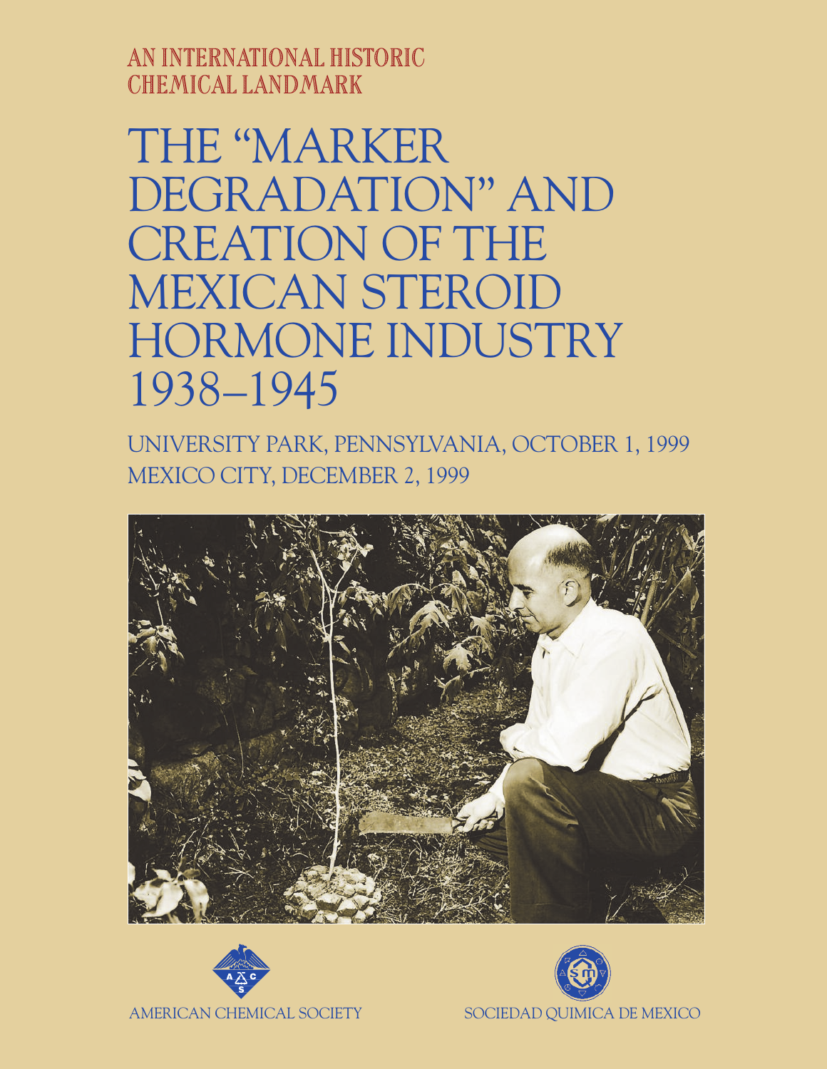AN INTERNATIONAL HISTORIC CHEMICAL LANDMARK

# THE “MARKER DEGRADATION” AND CREATION OF THE MEXICAN STEROID HORMONE INDUSTRY 1938–1945

UNIVERSITY PARK, PENNSYLVANIA, OCTOBER 1, 1999

MEXICO CITY, DECEMBER 2, 1999

AMERICAN CHEMICAL SOCIETY

SOCIEDAD QUIMICA DE MEXICO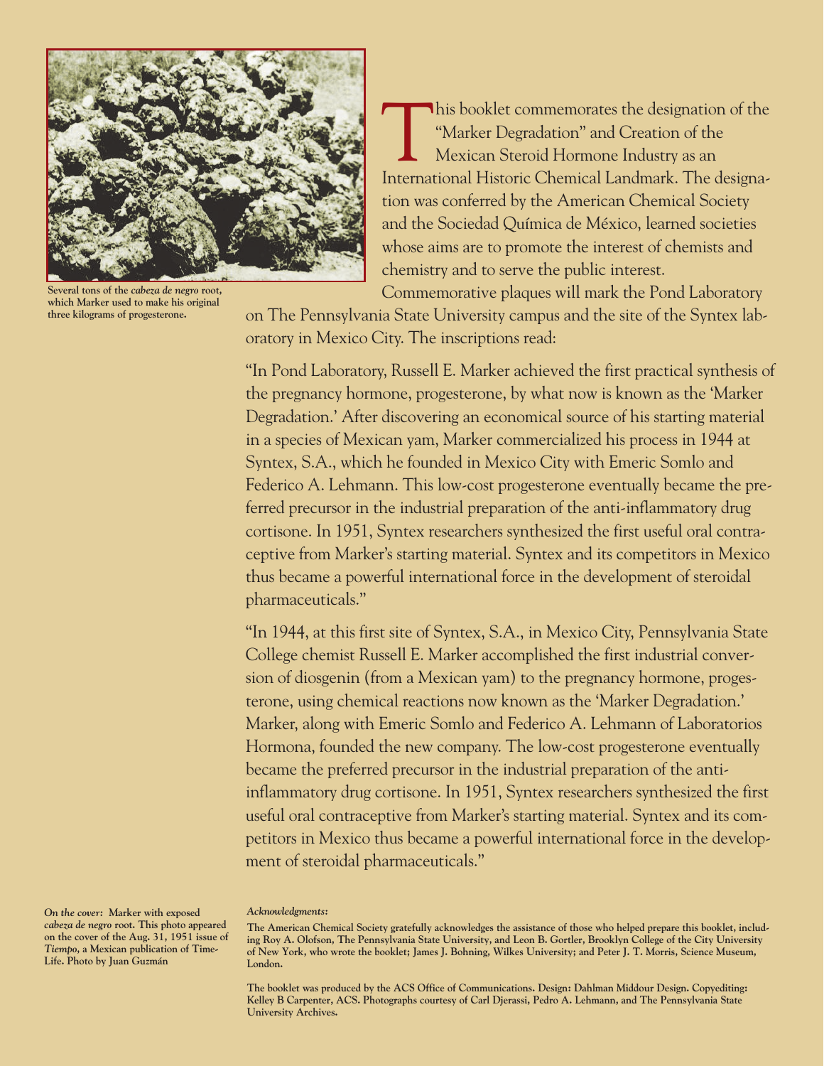Several tons of the *cabeza de negro* root, which Marker used to make his original three kilograms of progesterone.

This booklet commemorates the designation of the "Marker Degradation" and Creation of the Mexican Steroid Hormone Industry as an International Historic Chemical Landmark. The designation was conferred by the American Chemical Society and the Sociedad Química de México, learned societies whose aims are to promote the interest of chemists and chemistry and to serve the public interest.

Commemorative plaques will mark the Pond Laboratory on The Pennsylvania State University campus and the site of the Syntex laboratory in Mexico City. The inscriptions read:

"In Pond Laboratory, Russell E. Marker achieved the first practical synthesis of the pregnancy hormone, progesterone, by what now is known as the 'Marker Degradation.' After discovering an economical source of his starting material in a species of Mexican yam, Marker commercialized his process in 1944 at Syntex, S.A., which he founded in Mexico City with Emeric Somlo and Federico A. Lehmann. This low-cost progesterone eventually became the preferred precursor in the industrial preparation of the anti-inflammatory drug cortisone. In 1951, Syntex researchers synthesized the first useful oral contraceptive from Marker's starting material. Syntex and its competitors in Mexico thus became a powerful international force in the development of steroidal pharmaceuticals."

"In 1944, at this first site of Syntex, S.A., in Mexico City, Pennsylvania State College chemist Russell E. Marker accomplished the first industrial conversion of diosgenin (from a Mexican yam) to the pregnancy hormone, progesterone, using chemical reactions now known as the 'Marker Degradation.' Marker, along with Emeric Somlo and Federico A. Lehmann of Laboratorios Hormona, founded the new company. The low-cost progesterone eventually became the preferred precursor in the industrial preparation of the anti-inflammatory drug cortisone. In 1951, Syntex researchers synthesized the first useful oral contraceptive from Marker's starting material. Syntex and its competitors in Mexico thus became a powerful international force in the development of steroidal pharmaceuticals."

***On the cover:*** **Marker with exposed *cabeza de negro* root. This photo appeared on the cover of the Aug. 31, 1951 issue of *Tiempo*, a Mexican publication of Time-Life. Photo by Juan Guzmán**

***Acknowledgments:***

**The American Chemical Society gratefully acknowledges the assistance of those who helped prepare this booklet, including Roy A. Olofson, The Pennsylvania State University, and Leon B. Gortler, Brooklyn College of the City University of New York, who wrote the booklet; James J. Bohning, Wilkes University; and Peter J. T. Morris, Science Museum, London.**

**The booklet was produced by the ACS Office of Communications. Design: Dahlman Middour Design. Copyediting: Kelley B Carpenter, ACS. Photographs courtesy of Carl Djerassi, Pedro A. Lehmann, and The Pennsylvania State University Archives.**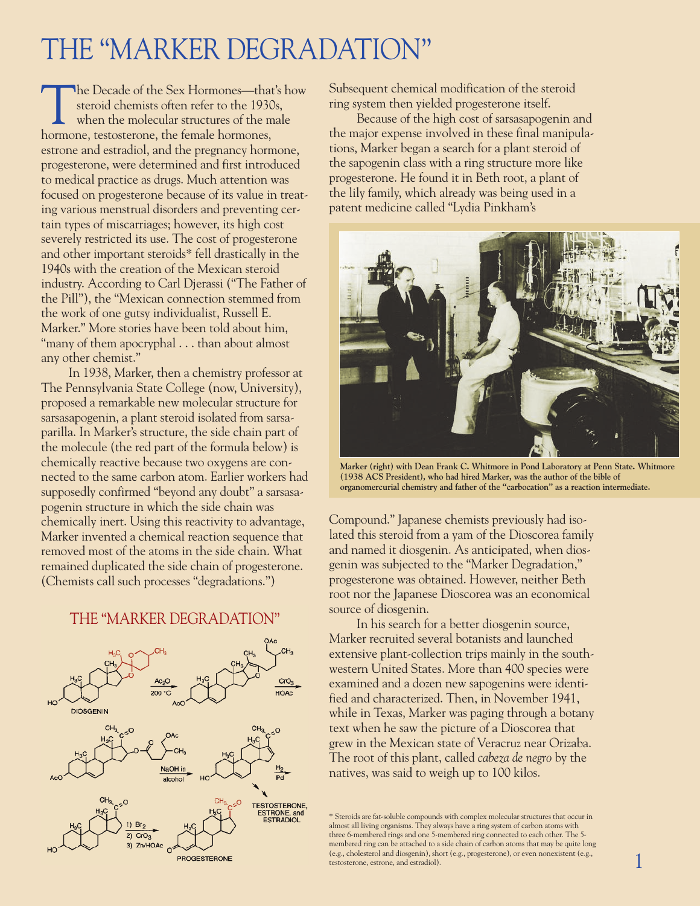# THE "MARKER DEGRADATION"

The Decade of the Sex Hormones—that's how steroid chemists often refer to the 1930s, when the molecular structures of the male hormone, testosterone, the female hormones, estrone and estradiol, and the pregnancy hormone, progesterone, were determined and first introduced to medical practice as drugs. Much attention was focused on progesterone because of its value in treating various menstrual disorders and preventing certain types of miscarriages; however, its high cost severely restricted its use. The cost of progesterone and other important steroids* fell drastically in the 1940s with the creation of the Mexican steroid industry. According to Carl Djerassi ("The Father of the Pill"), the "Mexican connection stemmed from the work of one gutsy individualist, Russell E. Marker." More stories have been told about him, "many of them apocryphal . . . than about almost any other chemist."

In 1938, Marker, then a chemistry professor at The Pennsylvania State College (now, University), proposed a remarkable new molecular structure for sarsasapogenin, a plant steroid isolated from sarsaparilla. In Marker's structure, the side chain part of the molecule (the red part of the formula below) is chemically reactive because two oxygens are connected to the same carbon atom. Earlier workers had supposedly confirmed "beyond any doubt" a sarsasapogenin structure in which the side chain was chemically inert. Using this reactivity to advantage, Marker invented a chemical reaction sequence that removed most of the atoms in the side chain. What remained duplicated the side chain of progesterone. (Chemists call such processes "degradations.")

## THE "MARKER DEGRADATION"

DIOSGENIN → ($Ac_2O$, 200 °C) → ($CrO_3$, HOAc) → (NaOH in alcohol) → ($H_2$, Pd) → TESTOSTERONE, ESTRONE, and ESTRADIOL; 1) $Br_2$ 2) $CrO_3$ 3) Zn/HOAc → PROGESTERONE

Subsequent chemical modification of the steroid ring system then yielded progesterone itself.

Because of the high cost of sarsasapogenin and the major expense involved in these final manipulations, Marker began a search for a plant steroid of the sapogenin class with a ring structure more like progesterone. He found it in Beth root, a plant of the lily family, which already was being used in a patent medicine called "Lydia Pinkham's Compound." Japanese chemists previously had isolated this steroid from a yam of the Dioscorea family and named it diosgenin. As anticipated, when diosgenin was subjected to the "Marker Degradation," progesterone was obtained. However, neither Beth root nor the Japanese Dioscorea was an economical source of diosgenin.

**Marker (right) with Dean Frank C. Whitmore in Pond Laboratory at Penn State. Whitmore (1938 ACS President), who had hired Marker, was the author of the bible of organomercurial chemistry and father of the "carbocation" as a reaction intermediate.**

In his search for a better diosgenin source, Marker recruited several botanists and launched extensive plant-collection trips mainly in the southwestern United States. More than 400 species were examined and a dozen new sapogenins were identified and characterized. Then, in November 1941, while in Texas, Marker was paging through a botany text when he saw the picture of a Dioscorea that grew in the Mexican state of Veracruz near Orizaba. The root of this plant, called *cabeza de negro* by the natives, was said to weigh up to 100 kilos.

\* Steroids are fat-soluble compounds with complex molecular structures that occur in almost all living organisms. They always have a ring system of carbon atoms with three 6-membered rings and one 5-membered ring connected to each other. The 5-membered ring can be attached to a side chain of carbon atoms that may be quite long (e.g., cholesterol and diosgenin), short (e.g., progesterone), or even nonexistent (e.g., testosterone, estrone, and estradiol).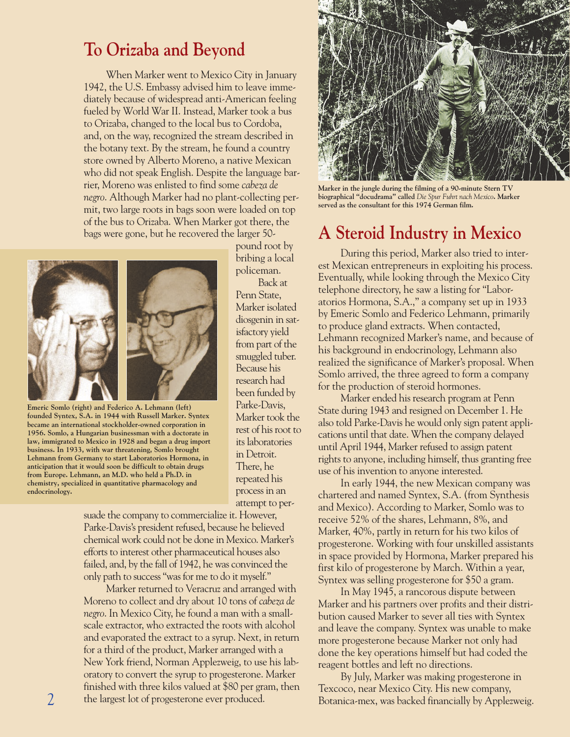## To Orizaba and Beyond

When Marker went to Mexico City in January 1942, the U.S. Embassy advised him to leave immediately because of widespread anti-American feeling fueled by World War II. Instead, Marker took a bus to Orizaba, changed to the local bus to Cordoba, and, on the way, recognized the stream described in the botany text. By the stream, he found a country store owned by Alberto Moreno, a native Mexican who did not speak English. Despite the language barrier, Moreno was enlisted to find some *cabeza de negro*. Although Marker had no plant-collecting permit, two large roots in bags soon were loaded on top of the bus to Orizaba. When Marker got there, the bags were gone, but he recovered the larger 50-pound root by bribing a local policeman.

Back at Penn State, Marker isolated diosgenin in satisfactory yield from part of the smuggled tuber. Because his research had been funded by Parke-Davis, Marker took the rest of his root to its laboratories in Detroit. There, he repeated his process in an attempt to persuade the company to commercialize it. However, Parke-Davis's president refused, because he believed chemical work could not be done in Mexico. Marker's efforts to interest other pharmaceutical houses also failed, and, by the fall of 1942, he was convinced the only path to success "was for me to do it myself."

**Emeric Somlo (right) and Federico A. Lehmann (left) founded Syntex, S.A. in 1944 with Russell Marker. Syntex became an international stockholder-owned corporation in 1956. Somlo, a Hungarian businessman with a doctorate in law, immigrated to Mexico in 1928 and began a drug import business. In 1933, with war threatening, Somlo brought Lehmann from Germany to start Laboratorios Hormona, in anticipation that it would soon be difficult to obtain drugs from Europe. Lehmann, an M.D. who held a Ph.D. in chemistry, specialized in quantitative pharmacology and endocrinology.**

Marker returned to Veracruz and arranged with Moreno to collect and dry about 10 tons of *cabeza de negro*. In Mexico City, he found a man with a small-scale extractor, who extracted the roots with alcohol and evaporated the extract to a syrup. Next, in return for a third of the product, Marker arranged with a New York friend, Norman Applezweig, to use his laboratory to convert the syrup to progesterone. Marker finished with three kilos valued at $80 per gram, then the largest lot of progesterone ever produced.

**Marker in the jungle during the filming of a 90-minute Stern TV biographical "docudrama" called *Die Spur Fuhrt nach Mexico*. Marker served as the consultant for this 1974 German film.**

## A Steroid Industry in Mexico

During this period, Marker also tried to interest Mexican entrepreneurs in exploiting his process. Eventually, while looking through the Mexico City telephone directory, he saw a listing for "Laboratorios Hormona, S.A.," a company set up in 1933 by Emeric Somlo and Federico Lehmann, primarily to produce gland extracts. When contacted, Lehmann recognized Marker's name, and because of his background in endocrinology, Lehmann also realized the significance of Marker's proposal. When Somlo arrived, the three agreed to form a company for the production of steroid hormones.

Marker ended his research program at Penn State during 1943 and resigned on December 1. He also told Parke-Davis he would only sign patent applications until that date. When the company delayed until April 1944, Marker refused to assign patent rights to anyone, including himself, thus granting free use of his invention to anyone interested.

In early 1944, the new Mexican company was chartered and named Syntex, S.A. (from Synthesis and Mexico). According to Marker, Somlo was to receive 52% of the shares, Lehmann, 8%, and Marker, 40%, partly in return for his two kilos of progesterone. Working with four unskilled assistants in space provided by Hormona, Marker prepared his first kilo of progesterone by March. Within a year, Syntex was selling progesterone for $50 a gram.

In May 1945, a rancorous dispute between Marker and his partners over profits and their distribution caused Marker to sever all ties with Syntex and leave the company. Syntex was unable to make more progesterone because Marker not only had done the key operations himself but had coded the reagent bottles and left no directions.

By July, Marker was making progesterone in Texcoco, near Mexico City. His new company, Botanica-mex, was backed financially by Applezweig.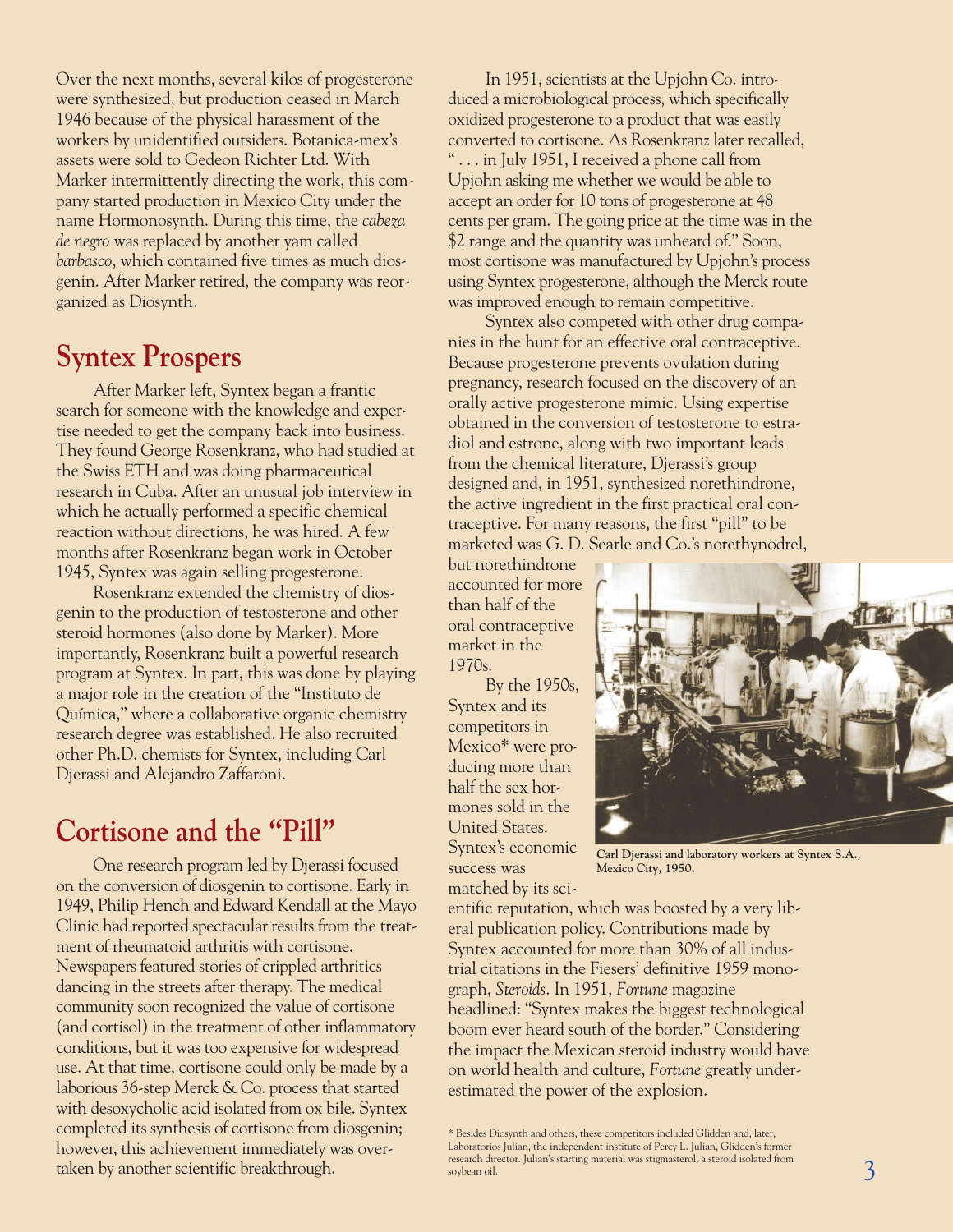Over the next months, several kilos of progesterone were synthesized, but production ceased in March 1946 because of the physical harassment of the workers by unidentified outsiders. Botanica-mex's assets were sold to Gedeon Richter Ltd. With Marker intermittently directing the work, this company started production in Mexico City under the name Hormonosynth. During this time, the *cabeza de negro* was replaced by another yam called *barbasco*, which contained five times as much diosgenin. After Marker retired, the company was reorganized as Diosynth.

## Syntex Prospers

After Marker left, Syntex began a frantic search for someone with the knowledge and expertise needed to get the company back into business. They found George Rosenkranz, who had studied at the Swiss ETH and was doing pharmaceutical research in Cuba. After an unusual job interview in which he actually performed a specific chemical reaction without directions, he was hired. A few months after Rosenkranz began work in October 1945, Syntex was again selling progesterone.

Rosenkranz extended the chemistry of diosgenin to the production of testosterone and other steroid hormones (also done by Marker). More importantly, Rosenkranz built a powerful research program at Syntex. In part, this was done by playing a major role in the creation of the "Instituto de Química," where a collaborative organic chemistry research degree was established. He also recruited other Ph.D. chemists for Syntex, including Carl Djerassi and Alejandro Zaffaroni.

## Cortisone and the "Pill"

One research program led by Djerassi focused on the conversion of diosgenin to cortisone. Early in 1949, Philip Hench and Edward Kendall at the Mayo Clinic had reported spectacular results from the treatment of rheumatoid arthritis with cortisone. Newspapers featured stories of crippled arthritics dancing in the streets after therapy. The medical community soon recognized the value of cortisone (and cortisol) in the treatment of other inflammatory conditions, but it was too expensive for widespread use. At that time, cortisone could only be made by a laborious 36-step Merck & Co. process that started with desoxycholic acid isolated from ox bile. Syntex completed its synthesis of cortisone from diosgenin; however, this achievement immediately was overtaken by another scientific breakthrough.

In 1951, scientists at the Upjohn Co. introduced a microbiological process, which specifically oxidized progesterone to a product that was easily converted to cortisone. As Rosenkranz later recalled, " . . . in July 1951, I received a phone call from Upjohn asking me whether we would be able to accept an order for 10 tons of progesterone at 48 cents per gram. The going price at the time was in the $2 range and the quantity was unheard of." Soon, most cortisone was manufactured by Upjohn's process using Syntex progesterone, although the Merck route was improved enough to remain competitive.

Syntex also competed with other drug companies in the hunt for an effective oral contraceptive. Because progesterone prevents ovulation during pregnancy, research focused on the discovery of an orally active progesterone mimic. Using expertise obtained in the conversion of testosterone to estradiol and estrone, along with two important leads from the chemical literature, Djerassi's group designed and, in 1951, synthesized norethindrone, the active ingredient in the first practical oral contraceptive. For many reasons, the first "pill" to be marketed was G. D. Searle and Co.'s norethynodrel, but norethindrone accounted for more than half of the oral contraceptive market in the 1970s.

By the 1950s, Syntex and its competitors in Mexico* were producing more than half the sex hormones sold in the United States. Syntex's economic success was matched by its scientific reputation, which was boosted by a very liberal publication policy. Contributions made by Syntex accounted for more than 30% of all industrial citations in the Fiesers' definitive 1959 monograph, *Steroids*. In 1951, *Fortune* magazine headlined: "Syntex makes the biggest technological boom ever heard south of the border." Considering the impact the Mexican steroid industry would have on world health and culture, *Fortune* greatly underestimated the power of the explosion.

**Carl Djerassi and laboratory workers at Syntex S.A., Mexico City, 1950.**

\* Besides Diosynth and others, these competitors included Glidden and, later, Laboratorios Julian, the independent institute of Percy L. Julian, Glidden's former research director. Julian's starting material was stigmasterol, a steroid isolated from soybean oil.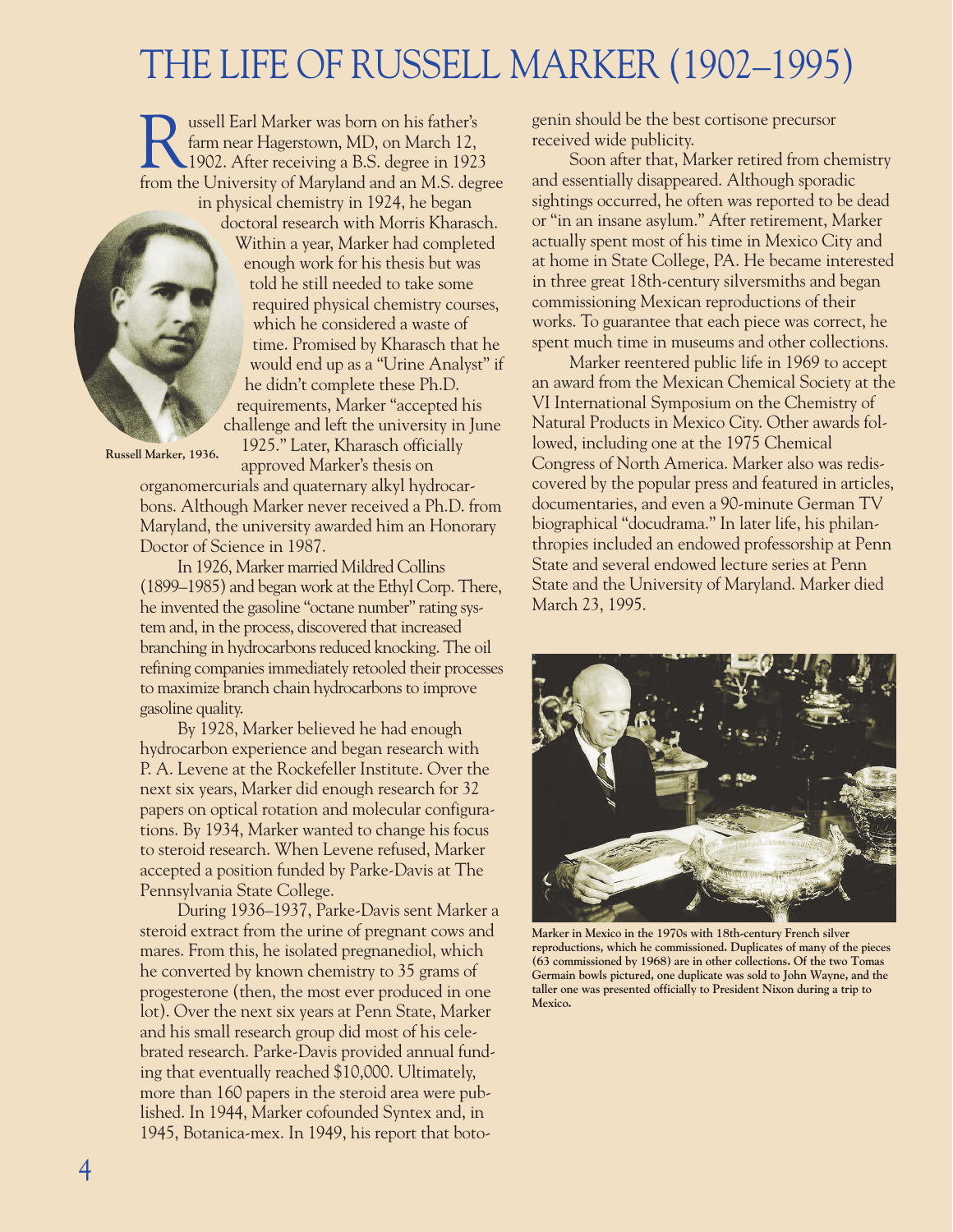# THE LIFE OF RUSSELL MARKER (1902–1995)

Russell Earl Marker was born on his father's farm near Hagerstown, MD, on March 12, 1902. After receiving a B.S. degree in 1923 from the University of Maryland and an M.S. degree in physical chemistry in 1924, he began doctoral research with Morris Kharasch. Within a year, Marker had completed enough work for his thesis but was told he still needed to take some required physical chemistry courses, which he considered a waste of time. Promised by Kharasch that he would end up as a "Urine Analyst" if he didn't complete these Ph.D. requirements, Marker "accepted his challenge and left the university in June 1925." Later, Kharasch officially approved Marker's thesis on organomercurials and quaternary alkyl hydrocarbons. Although Marker never received a Ph.D. from Maryland, the university awarded him an Honorary Doctor of Science in 1987.

Russell Marker, 1936.

In 1926, Marker married Mildred Collins (1899–1985) and began work at the Ethyl Corp. There, he invented the gasoline "octane number" rating system and, in the process, discovered that increased branching in hydrocarbons reduced knocking. The oil refining companies immediately retooled their processes to maximize branch chain hydrocarbons to improve gasoline quality.

By 1928, Marker believed he had enough hydrocarbon experience and began research with P. A. Levene at the Rockefeller Institute. Over the next six years, Marker did enough research for 32 papers on optical rotation and molecular configurations. By 1934, Marker wanted to change his focus to steroid research. When Levene refused, Marker accepted a position funded by Parke-Davis at The Pennsylvania State College.

During 1936–1937, Parke-Davis sent Marker a steroid extract from the urine of pregnant cows and mares. From this, he isolated pregnanediol, which he converted by known chemistry to 35 grams of progesterone (then, the most ever produced in one lot). Over the next six years at Penn State, Marker and his small research group did most of his celebrated research. Parke-Davis provided annual funding that eventually reached $10,000. Ultimately, more than 160 papers in the steroid area were published. In 1944, Marker cofounded Syntex and, in 1945, Botanica-mex. In 1949, his report that botogenin should be the best cortisone precursor received wide publicity.

Soon after that, Marker retired from chemistry and essentially disappeared. Although sporadic sightings occurred, he often was reported to be dead or "in an insane asylum." After retirement, Marker actually spent most of his time in Mexico City and at home in State College, PA. He became interested in three great 18th-century silversmiths and began commissioning Mexican reproductions of their works. To guarantee that each piece was correct, he spent much time in museums and other collections.

Marker reentered public life in 1969 to accept an award from the Mexican Chemical Society at the VI International Symposium on the Chemistry of Natural Products in Mexico City. Other awards followed, including one at the 1975 Chemical Congress of North America. Marker also was rediscovered by the popular press and featured in articles, documentaries, and even a 90-minute German TV biographical "docudrama." In later life, his philanthropies included an endowed professorship at Penn State and several endowed lecture series at Penn State and the University of Maryland. Marker died March 23, 1995.

**Marker in Mexico in the 1970s with 18th-century French silver reproductions, which he commissioned. Duplicates of many of the pieces (63 commissioned by 1968) are in other collections. Of the two Tomas Germain bowls pictured, one duplicate was sold to John Wayne, and the taller one was presented officially to President Nixon during a trip to Mexico.**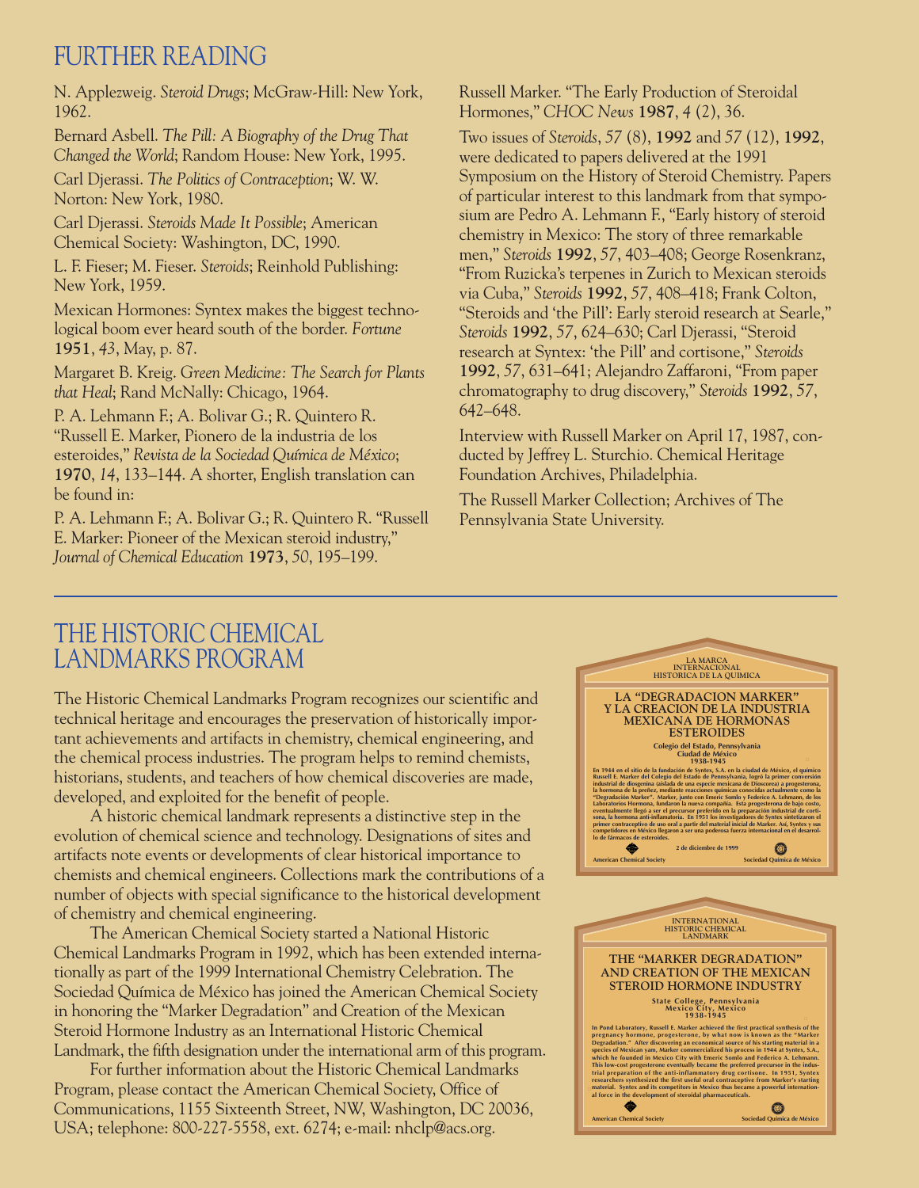## FURTHER READING

N. Applezweig. *Steroid Drugs*; McGraw-Hill: New York, 1962.

Bernard Asbell. *The Pill: A Biography of the Drug That Changed the World*; Random House: New York, 1995.

Carl Djerassi. *The Politics of Contraception*; W. W. Norton: New York, 1980.

Carl Djerassi. *Steroids Made It Possible*; American Chemical Society: Washington, DC, 1990.

L. F. Fieser; M. Fieser. *Steroids*; Reinhold Publishing: New York, 1959.

Mexican Hormones: Syntex makes the biggest technological boom ever heard south of the border. *Fortune* **1951**, *43*, May, p. 87.

Margaret B. Kreig. *Green Medicine: The Search for Plants that Heal*; Rand McNally: Chicago, 1964.

P. A. Lehmann F.; A. Bolivar G.; R. Quintero R. "Russell E. Marker, Pionero de la industria de los esteroides," *Revista de la Sociedad Química de México*; **1970**, *14*, 133–144. A shorter, English translation can be found in:

P. A. Lehmann F.; A. Bolivar G.; R. Quintero R. "Russell E. Marker: Pioneer of the Mexican steroid industry," *Journal of Chemical Education* **1973**, *50*, 195–199.

Russell Marker. "The Early Production of Steroidal Hormones," *CHOC News* **1987**, *4* (2), 36.

Two issues of *Steroids*, *57* (8), **1992** and *57* (12), **1992**, were dedicated to papers delivered at the 1991 Symposium on the History of Steroid Chemistry. Papers of particular interest to this landmark from that symposium are Pedro A. Lehmann F., "Early history of steroid chemistry in Mexico: The story of three remarkable men," *Steroids* **1992**, *57*, 403–408; George Rosenkranz, "From Ruzicka's terpenes in Zurich to Mexican steroids via Cuba," *Steroids* **1992**, *57*, 408–418; Frank Colton, "Steroids and 'the Pill': Early steroid research at Searle," *Steroids* **1992**, *57*, 624–630; Carl Djerassi, "Steroid research at Syntex: 'the Pill' and cortisone," *Steroids* **1992**, *57*, 631–641; Alejandro Zaffaroni, "From paper chromatography to drug discovery," *Steroids* **1992**, *57*, 642–648.

Interview with Russell Marker on April 17, 1987, conducted by Jeffrey L. Sturchio. Chemical Heritage Foundation Archives, Philadelphia.

The Russell Marker Collection; Archives of The Pennsylvania State University.

## THE HISTORIC CHEMICAL LANDMARKS PROGRAM

The Historic Chemical Landmarks Program recognizes our scientific and technical heritage and encourages the preservation of historically important achievements and artifacts in chemistry, chemical engineering, and the chemical process industries. The program helps to remind chemists, historians, students, and teachers of how chemical discoveries are made, developed, and exploited for the benefit of people.

A historic chemical landmark represents a distinctive step in the evolution of chemical science and technology. Designations of sites and artifacts note events or developments of clear historical importance to chemists and chemical engineers. Collections mark the contributions of a number of objects with special significance to the historical development of chemistry and chemical engineering.

The American Chemical Society started a National Historic Chemical Landmarks Program in 1992, which has been extended internationally as part of the 1999 International Chemistry Celebration. The Sociedad Química de México has joined the American Chemical Society in honoring the "Marker Degradation" and Creation of the Mexican Steroid Hormone Industry as an International Historic Chemical Landmark, the fifth designation under the international arm of this program.

For further information about the Historic Chemical Landmarks Program, please contact the American Chemical Society, Office of Communications, 1155 Sixteenth Street, NW, Washington, DC 20036, USA; telephone: 800-227-5558, ext. 6274; e-mail: nhclp@acs.org.

LA MARCA INTERNACIONAL HISTORICA DE LA QUIMICA

**LA "DEGRADACION MARKER" Y LA CREACION DE LA INDUSTRIA MEXICANA DE HORMONAS ESTEROIDES**

Colegio del Estado, Pennsylvania
Ciudad de México
1938-1945

En 1944 en el sitio de la fundación de Syntex, S.A. en la ciudad de México, el químico Russell E. Marker del Colegio del Estado de Pennsylvania, logró la primer conversión industrial de diosgenina (aislada de una especie mexicana de Dioscorea) a progesterona, la hormona de la preñez, mediante reacciones químicas conocidas actualmente como la "Degradación Marker". Marker, junto con Emeric Somlo y Federico A. Lehmann, de los Laboratorios Hormona, fundaron la nueva compañía. Esta progesterona de bajo costo, eventualmente llegó a ser el precursor preferido en la preparación industrial de cortisona, la hormona anti-inflamatoria. En 1951 los investigadores de Syntex sintetizaron el primer contraceptivo de uso oral a partir del material inicial de Marker. Así, Syntex y sus competidores en México llegaron a ser una poderosa fuerza internacional en el desarrollo de fármacos de esteroides.

2 de diciembre de 1999

American Chemical Society — Sociedad Química de México

INTERNATIONAL HISTORIC CHEMICAL LANDMARK

**THE "MARKER DEGRADATION" AND CREATION OF THE MEXICAN STEROID HORMONE INDUSTRY**

State College, Pennsylvania
Mexico City, Mexico
1938-1945

In Pond Laboratory, Russell E. Marker achieved the first practical synthesis of the pregnancy hormone, progesterone, by what now is known as the "Marker Degradation." After discovering an economical source of his starting material in a species of Mexican yam, Marker commercialized his process in 1944 at Syntex, S.A., which he founded in Mexico City with Emeric Somlo and Federico A. Lehmann. This low-cost progesterone eventually became the preferred precursor in the industrial preparation of the anti-inflammatory drug cortisone. In 1951, Syntex researchers synthesized the first useful oral contraceptive from Marker's starting material. Syntex and its competitors in Mexico thus became a powerful international force in the development of steroidal pharmaceuticals.

American Chemical Society — Sociedad Química de México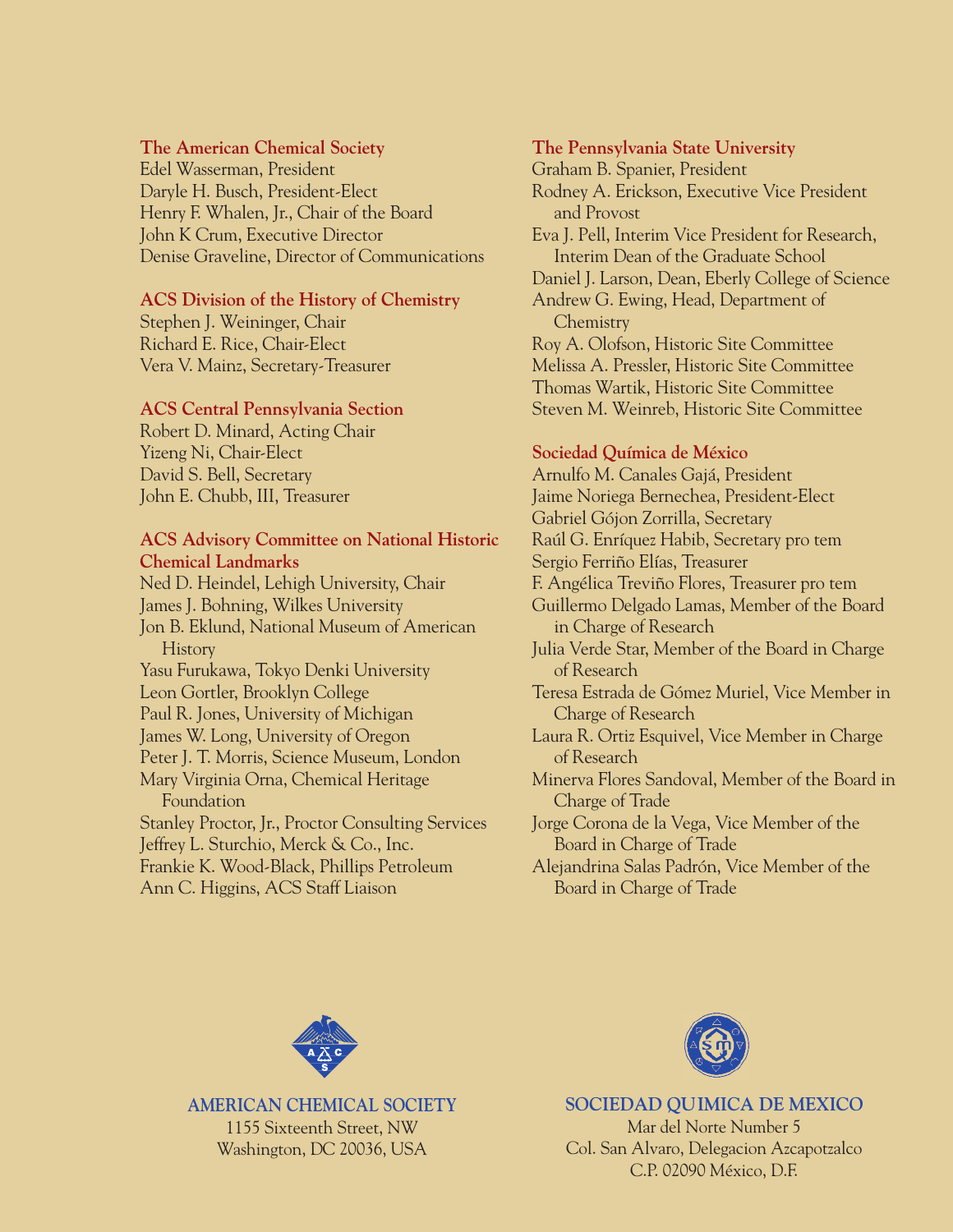### The American Chemical Society

Edel Wasserman, President
Daryle H. Busch, President-Elect
Henry F. Whalen, Jr., Chair of the Board
John K Crum, Executive Director
Denise Graveline, Director of Communications

### ACS Division of the History of Chemistry

Stephen J. Weininger, Chair
Richard E. Rice, Chair-Elect
Vera V. Mainz, Secretary-Treasurer

### ACS Central Pennsylvania Section

Robert D. Minard, Acting Chair
Yizeng Ni, Chair-Elect
David S. Bell, Secretary
John E. Chubb, III, Treasurer

### ACS Advisory Committee on National Historic Chemical Landmarks

Ned D. Heindel, Lehigh University, Chair
James J. Bohning, Wilkes University
Jon B. Eklund, National Museum of American History
Yasu Furukawa, Tokyo Denki University
Leon Gortler, Brooklyn College
Paul R. Jones, University of Michigan
James W. Long, University of Oregon
Peter J. T. Morris, Science Museum, London
Mary Virginia Orna, Chemical Heritage Foundation
Stanley Proctor, Jr., Proctor Consulting Services
Jeffrey L. Sturchio, Merck & Co., Inc.
Frankie K. Wood-Black, Phillips Petroleum
Ann C. Higgins, ACS Staff Liaison

### The Pennsylvania State University

Graham B. Spanier, President
Rodney A. Erickson, Executive Vice President and Provost
Eva J. Pell, Interim Vice President for Research, Interim Dean of the Graduate School
Daniel J. Larson, Dean, Eberly College of Science
Andrew G. Ewing, Head, Department of Chemistry
Roy A. Olofson, Historic Site Committee
Melissa A. Pressler, Historic Site Committee
Thomas Wartik, Historic Site Committee
Steven M. Weinreb, Historic Site Committee

### Sociedad Química de México

Arnulfo M. Canales Gajá, President
Jaime Noriega Bernechea, President-Elect
Gabriel Gójon Zorrilla, Secretary
Raúl G. Enríquez Habib, Secretary pro tem
Sergio Ferriño Elías, Treasurer
F. Angélica Treviño Flores, Treasurer pro tem
Guillermo Delgado Lamas, Member of the Board in Charge of Research
Julia Verde Star, Member of the Board in Charge of Research
Teresa Estrada de Gómez Muriel, Vice Member in Charge of Research
Laura R. Ortiz Esquivel, Vice Member in Charge of Research
Minerva Flores Sandoval, Member of the Board in Charge of Trade
Jorge Corona de la Vega, Vice Member of the Board in Charge of Trade
Alejandrina Salas Padrón, Vice Member of the Board in Charge of Trade

**AMERICAN CHEMICAL SOCIETY**
1155 Sixteenth Street, NW
Washington, DC 20036, USA

**SOCIEDAD QUIMICA DE MEXICO**
Mar del Norte Number 5
Col. San Alvaro, Delegacion Azcapotzalco
C.P. 02090 México, D.F.